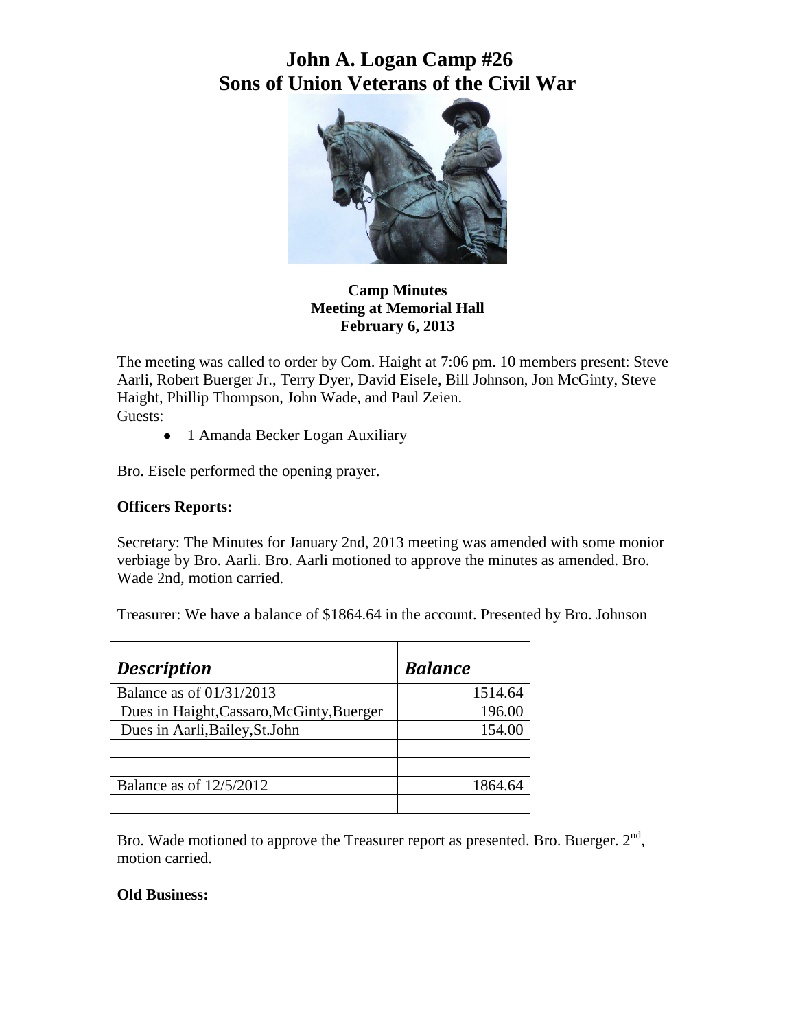# John A. Logan Camp #26
# Sons of Union Veterans of the Civil War

**Camp Minutes**
**Meeting at Memorial Hall**
**February 6, 2013**

The meeting was called to order by Com. Haight at 7:06 pm. 10 members present: Steve Aarli, Robert Buerger Jr., Terry Dyer, David Eisele, Bill Johnson, Jon McGinty, Steve Haight, Phillip Thompson, John Wade, and Paul Zeien.
Guests:

- 1 Amanda Becker Logan Auxiliary

Bro. Eisele performed the opening prayer.

**Officers Reports:**

Secretary: The Minutes for January 2nd, 2013 meeting was amended with some monior verbiage by Bro. Aarli. Bro. Aarli motioned to approve the minutes as amended. Bro. Wade 2nd, motion carried.

Treasurer: We have a balance of $1864.64 in the account. Presented by Bro. Johnson

| ***Description*** | ***Balance*** |
|---|---|
| Balance as of 01/31/2013 | 1514.64 |
| Dues in Haight,Cassaro,McGinty,Buerger | 196.00 |
| Dues in Aarli,Bailey,St.John | 154.00 |
| | |
| | |
| Balance as of 12/5/2012 | 1864.64 |
| | |

Bro. Wade motioned to approve the Treasurer report as presented. Bro. Buerger. 2nd, motion carried.

**Old Business:**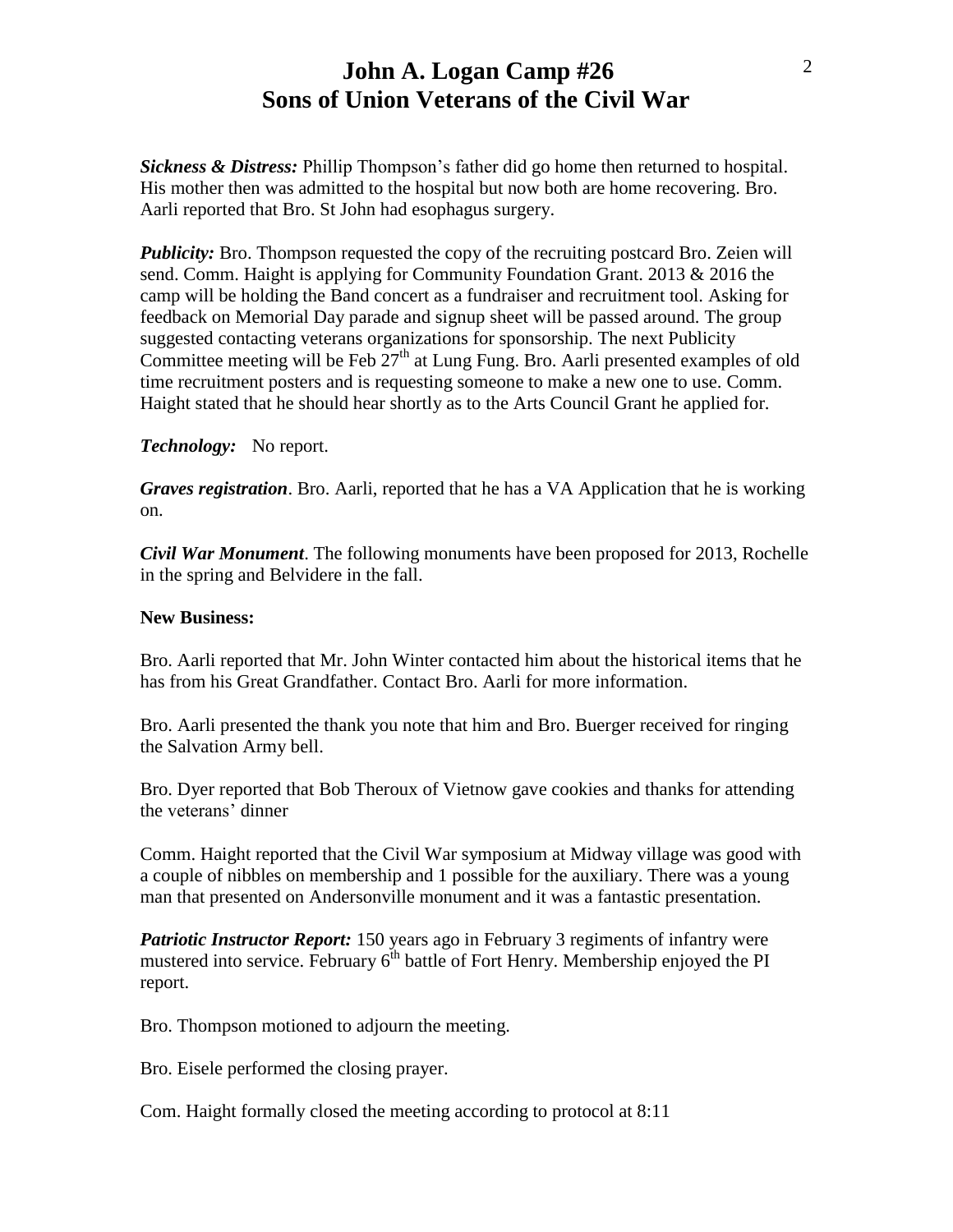# John A. Logan Camp #26
# Sons of Union Veterans of the Civil War

***Sickness & Distress:*** Phillip Thompson's father did go home then returned to hospital. His mother then was admitted to the hospital but now both are home recovering. Bro. Aarli reported that Bro. St John had esophagus surgery.

***Publicity:*** Bro. Thompson requested the copy of the recruiting postcard Bro. Zeien will send. Comm. Haight is applying for Community Foundation Grant. 2013 & 2016 the camp will be holding the Band concert as a fundraiser and recruitment tool. Asking for feedback on Memorial Day parade and signup sheet will be passed around. The group suggested contacting veterans organizations for sponsorship. The next Publicity Committee meeting will be Feb 27th at Lung Fung. Bro. Aarli presented examples of old time recruitment posters and is requesting someone to make a new one to use. Comm. Haight stated that he should hear shortly as to the Arts Council Grant he applied for.

***Technology:*** No report.

***Graves registration***. Bro. Aarli, reported that he has a VA Application that he is working on.

***Civil War Monument***. The following monuments have been proposed for 2013, Rochelle in the spring and Belvidere in the fall.

**New Business:**

Bro. Aarli reported that Mr. John Winter contacted him about the historical items that he has from his Great Grandfather. Contact Bro. Aarli for more information.

Bro. Aarli presented the thank you note that him and Bro. Buerger received for ringing the Salvation Army bell.

Bro. Dyer reported that Bob Theroux of Vietnow gave cookies and thanks for attending the veterans' dinner

Comm. Haight reported that the Civil War symposium at Midway village was good with a couple of nibbles on membership and 1 possible for the auxiliary. There was a young man that presented on Andersonville monument and it was a fantastic presentation.

***Patriotic Instructor Report:*** 150 years ago in February 3 regiments of infantry were mustered into service. February 6th battle of Fort Henry. Membership enjoyed the PI report.

Bro. Thompson motioned to adjourn the meeting.

Bro. Eisele performed the closing prayer.

Com. Haight formally closed the meeting according to protocol at 8:11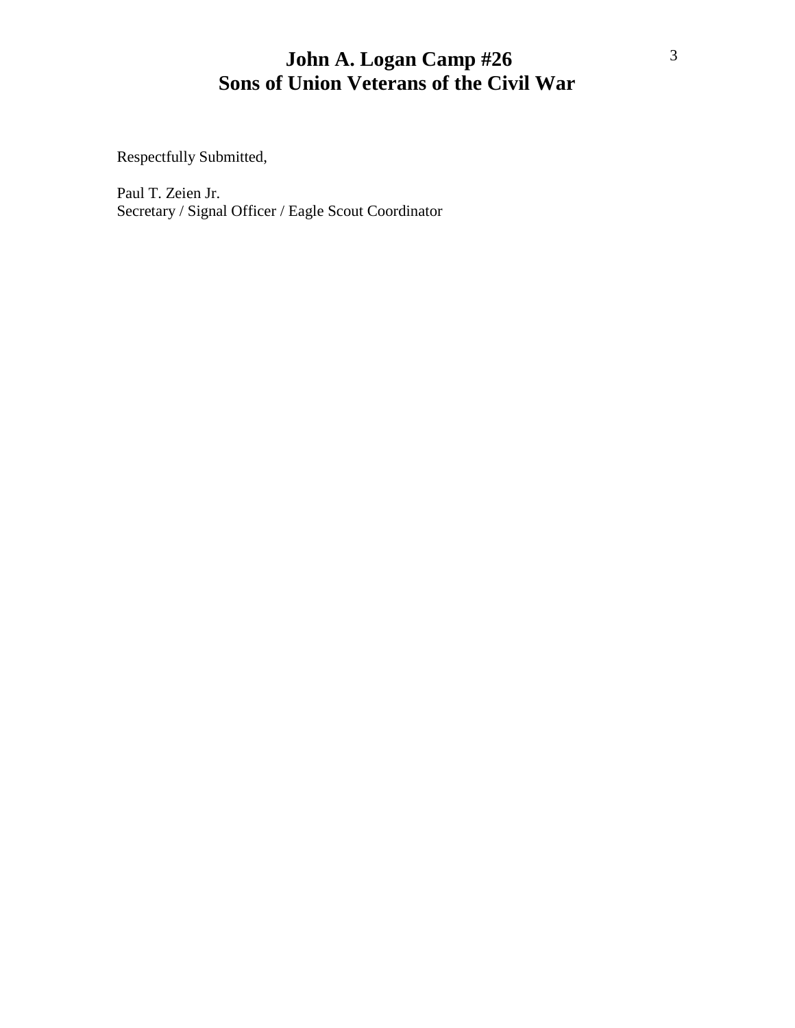Respectfully Submitted,

Paul T. Zeien Jr.
Secretary / Signal Officer / Eagle Scout Coordinator